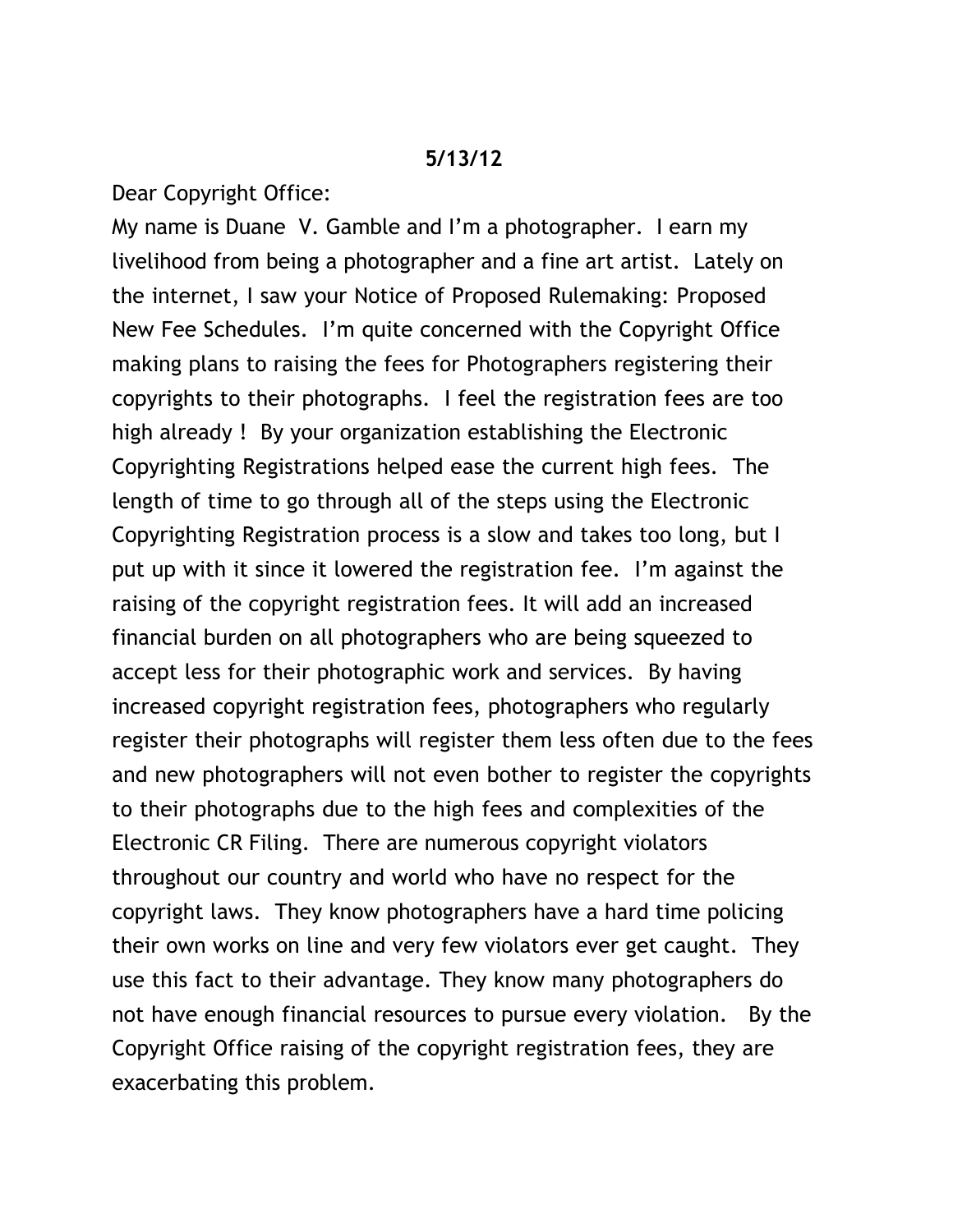**5/13/12**

Dear Copyright Office:

My name is Duane  V. Gamble and I'm a photographer.  I earn my livelihood from being a photographer and a fine art artist.  Lately on the internet, I saw your Notice of Proposed Rulemaking: Proposed New Fee Schedules.  I'm quite concerned with the Copyright Office making plans to raising the fees for Photographers registering their copyrights to their photographs.  I feel the registration fees are too high already !  By your organization establishing the Electronic Copyrighting Registrations helped ease the current high fees.  The length of time to go through all of the steps using the Electronic Copyrighting Registration process is a slow and takes too long, but I put up with it since it lowered the registration fee.  I'm against the raising of the copyright registration fees. It will add an increased financial burden on all photographers who are being squeezed to accept less for their photographic work and services.  By having increased copyright registration fees, photographers who regularly register their photographs will register them less often due to the fees and new photographers will not even bother to register the copyrights to their photographs due to the high fees and complexities of the Electronic CR Filing.  There are numerous copyright violators throughout our country and world who have no respect for the copyright laws.  They know photographers have a hard time policing their own works on line and very few violators ever get caught.  They use this fact to their advantage. They know many photographers do not have enough financial resources to pursue every violation.   By the Copyright Office raising of the copyright registration fees, they are exacerbating this problem.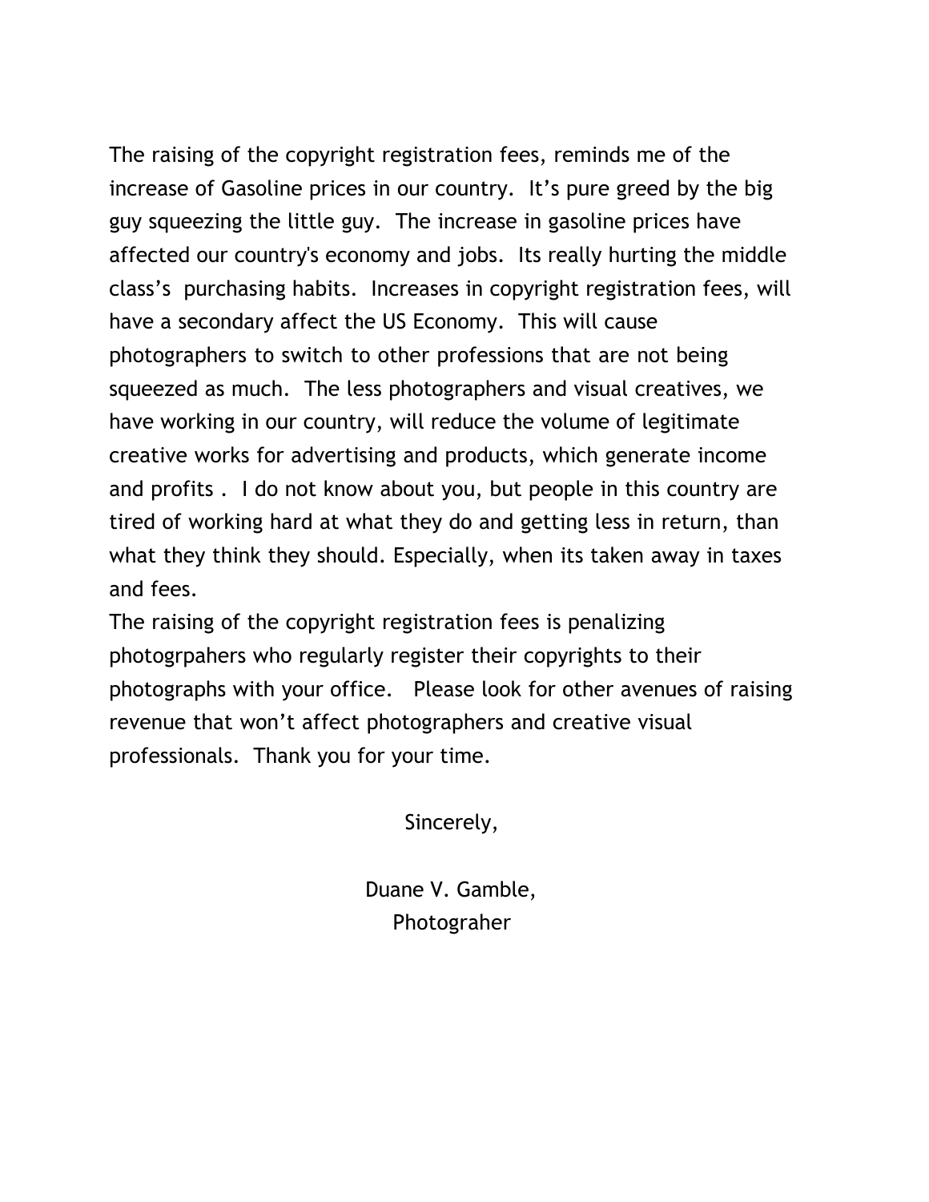The raising of the copyright registration fees, reminds me of the increase of Gasoline prices in our country.  It's pure greed by the big guy squeezing the little guy.  The increase in gasoline prices have affected our country's economy and jobs.  Its really hurting the middle class's  purchasing habits.  Increases in copyright registration fees, will have a secondary affect the US Economy.  This will cause photographers to switch to other professions that are not being squeezed as much.  The less photographers and visual creatives, we have working in our country, will reduce the volume of legitimate creative works for advertising and products, which generate income and profits .  I do not know about you, but people in this country are tired of working hard at what they do and getting less in return, than what they think they should. Especially, when its taken away in taxes and fees.

The raising of the copyright registration fees is penalizing photogrpahers who regularly register their copyrights to their photographs with your office.   Please look for other avenues of raising revenue that won't affect photographers and creative visual professionals.  Thank you for your time.

Sincerely,

Duane V. Gamble,
Photograher